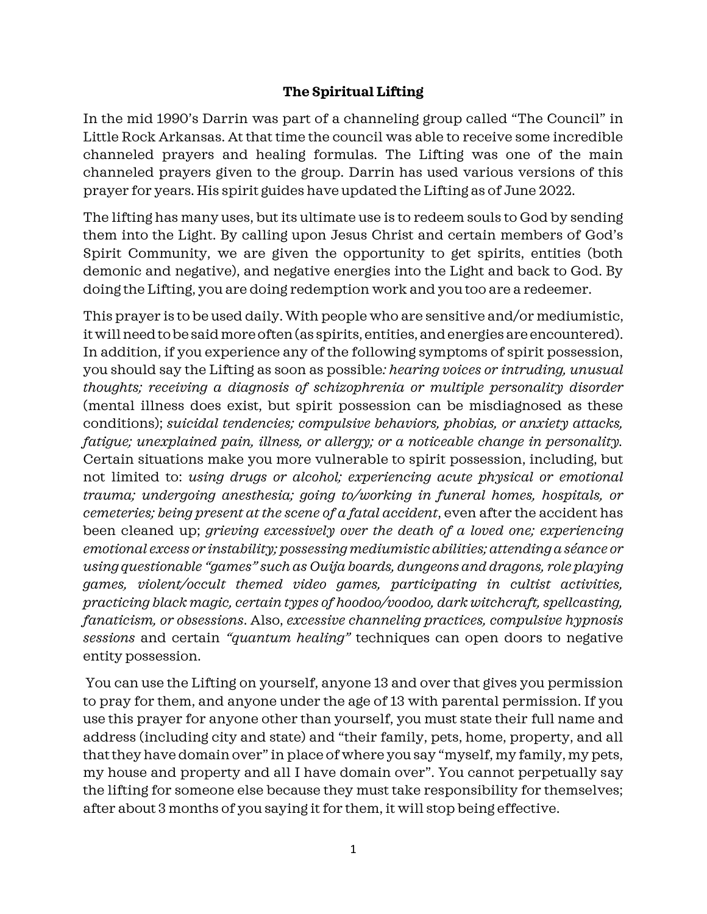**The Spiritual Lifting**

In the mid 1990's Darrin was part of a channeling group called "The Council" in Little Rock Arkansas. At that time the council was able to receive some incredible channeled prayers and healing formulas. The Lifting was one of the main channeled prayers given to the group. Darrin has used various versions of this prayer for years. His spirit guides have updated the Lifting as of June 2022.

The lifting has many uses, but its ultimate use is to redeem souls to God by sending them into the Light. By calling upon Jesus Christ and certain members of God's Spirit Community, we are given the opportunity to get spirits, entities (both demonic and negative), and negative energies into the Light and back to God. By doing the Lifting, you are doing redemption work and you too are a redeemer.

This prayer is to be used daily. With people who are sensitive and/or mediumistic, it will need to be said more often (as spirits, entities, and energies are encountered). In addition, if you experience any of the following symptoms of spirit possession, you should say the Lifting as soon as possible*: hearing voices or intruding, unusual thoughts; receiving a diagnosis of schizophrenia or multiple personality disorder* (mental illness does exist, but spirit possession can be misdiagnosed as these conditions); *suicidal tendencies; compulsive behaviors, phobias, or anxiety attacks, fatigue; unexplained pain, illness, or allergy; or a noticeable change in personality.* Certain situations make you more vulnerable to spirit possession, including, but not limited to: *using drugs or alcohol; experiencing acute physical or emotional trauma; undergoing anesthesia; going to/working in funeral homes, hospitals, or cemeteries; being present at the scene of a fatal accident*, even after the accident has been cleaned up; *grieving excessively over the death of a loved one; experiencing emotional excess or instability; possessing mediumistic abilities; attending a séance or using questionable "games" such as Ouija boards, dungeons and dragons, role playing games, violent/occult themed video games, participating in cultist activities, practicing black magic, certain types of hoodoo/voodoo, dark witchcraft, spellcasting, fanaticism, or obsessions*. Also, *excessive channeling practices, compulsive hypnosis sessions* and certain *"quantum healing"* techniques can open doors to negative entity possession.

You can use the Lifting on yourself, anyone 13 and over that gives you permission to pray for them, and anyone under the age of 13 with parental permission. If you use this prayer for anyone other than yourself, you must state their full name and address (including city and state) and "their family, pets, home, property, and all that they have domain over" in place of where you say "myself, my family, my pets, my house and property and all I have domain over". You cannot perpetually say the lifting for someone else because they must take responsibility for themselves; after about 3 months of you saying it for them, it will stop being effective.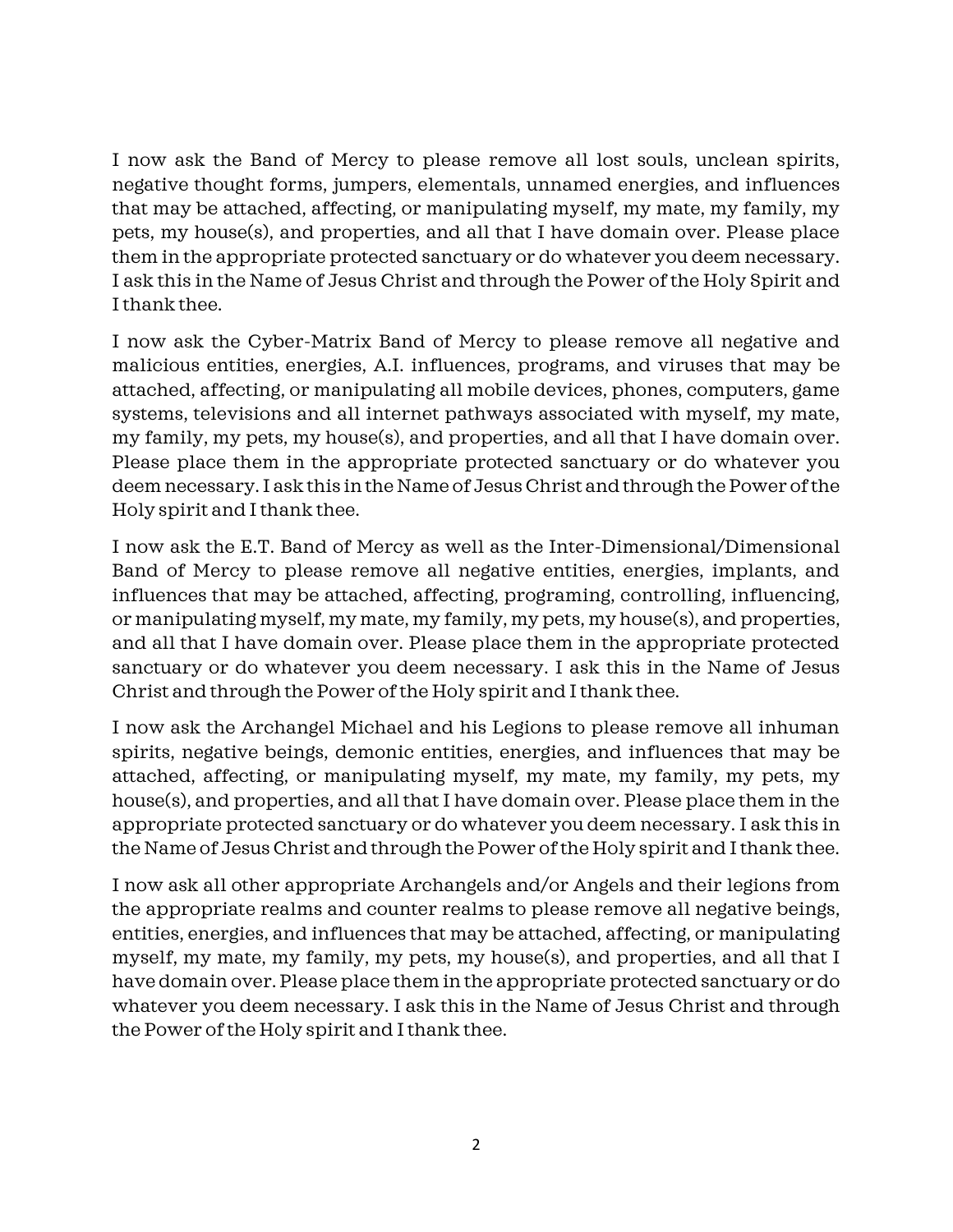I now ask the Band of Mercy to please remove all lost souls, unclean spirits, negative thought forms, jumpers, elementals, unnamed energies, and influences that may be attached, affecting, or manipulating myself, my mate, my family, my pets, my house(s), and properties, and all that I have domain over. Please place them in the appropriate protected sanctuary or do whatever you deem necessary. I ask this in the Name of Jesus Christ and through the Power of the Holy Spirit and I thank thee.

I now ask the Cyber-Matrix Band of Mercy to please remove all negative and malicious entities, energies, A.I. influences, programs, and viruses that may be attached, affecting, or manipulating all mobile devices, phones, computers, game systems, televisions and all internet pathways associated with myself, my mate, my family, my pets, my house(s), and properties, and all that I have domain over. Please place them in the appropriate protected sanctuary or do whatever you deem necessary. I ask this in the Name of Jesus Christ and through the Power of the Holy spirit and I thank thee.

I now ask the E.T. Band of Mercy as well as the Inter-Dimensional/Dimensional Band of Mercy to please remove all negative entities, energies, implants, and influences that may be attached, affecting, programing, controlling, influencing, or manipulating myself, my mate, my family, my pets, my house(s), and properties, and all that I have domain over. Please place them in the appropriate protected sanctuary or do whatever you deem necessary. I ask this in the Name of Jesus Christ and through the Power of the Holy spirit and I thank thee.

I now ask the Archangel Michael and his Legions to please remove all inhuman spirits, negative beings, demonic entities, energies, and influences that may be attached, affecting, or manipulating myself, my mate, my family, my pets, my house(s), and properties, and all that I have domain over. Please place them in the appropriate protected sanctuary or do whatever you deem necessary. I ask this in the Name of Jesus Christ and through the Power of the Holy spirit and I thank thee.

I now ask all other appropriate Archangels and/or Angels and their legions from the appropriate realms and counter realms to please remove all negative beings, entities, energies, and influences that may be attached, affecting, or manipulating myself, my mate, my family, my pets, my house(s), and properties, and all that I have domain over. Please place them in the appropriate protected sanctuary or do whatever you deem necessary. I ask this in the Name of Jesus Christ and through the Power of the Holy spirit and I thank thee.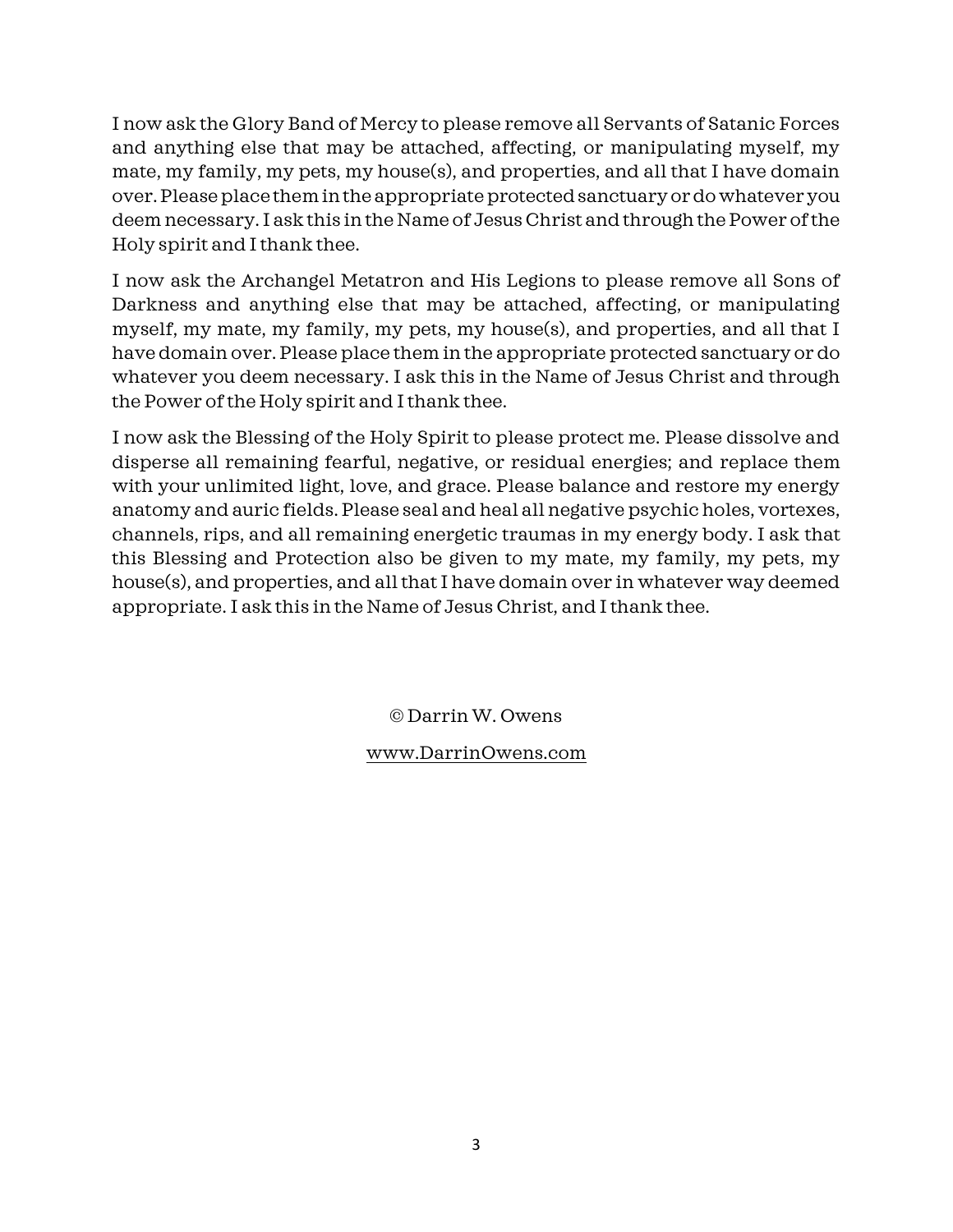I now ask the Glory Band of Mercy to please remove all Servants of Satanic Forces and anything else that may be attached, affecting, or manipulating myself, my mate, my family, my pets, my house(s), and properties, and all that I have domain over. Please place them in the appropriate protected sanctuary or do whatever you deem necessary. I ask this in the Name of Jesus Christ and through the Power of the Holy spirit and I thank thee.

I now ask the Archangel Metatron and His Legions to please remove all Sons of Darkness and anything else that may be attached, affecting, or manipulating myself, my mate, my family, my pets, my house(s), and properties, and all that I have domain over. Please place them in the appropriate protected sanctuary or do whatever you deem necessary. I ask this in the Name of Jesus Christ and through the Power of the Holy spirit and I thank thee.

I now ask the Blessing of the Holy Spirit to please protect me. Please dissolve and disperse all remaining fearful, negative, or residual energies; and replace them with your unlimited light, love, and grace. Please balance and restore my energy anatomy and auric fields. Please seal and heal all negative psychic holes, vortexes, channels, rips, and all remaining energetic traumas in my energy body. I ask that this Blessing and Protection also be given to my mate, my family, my pets, my house(s), and properties, and all that I have domain over in whatever way deemed appropriate. I ask this in the Name of Jesus Christ, and I thank thee.

© Darrin W. Owens

www.DarrinOwens.com